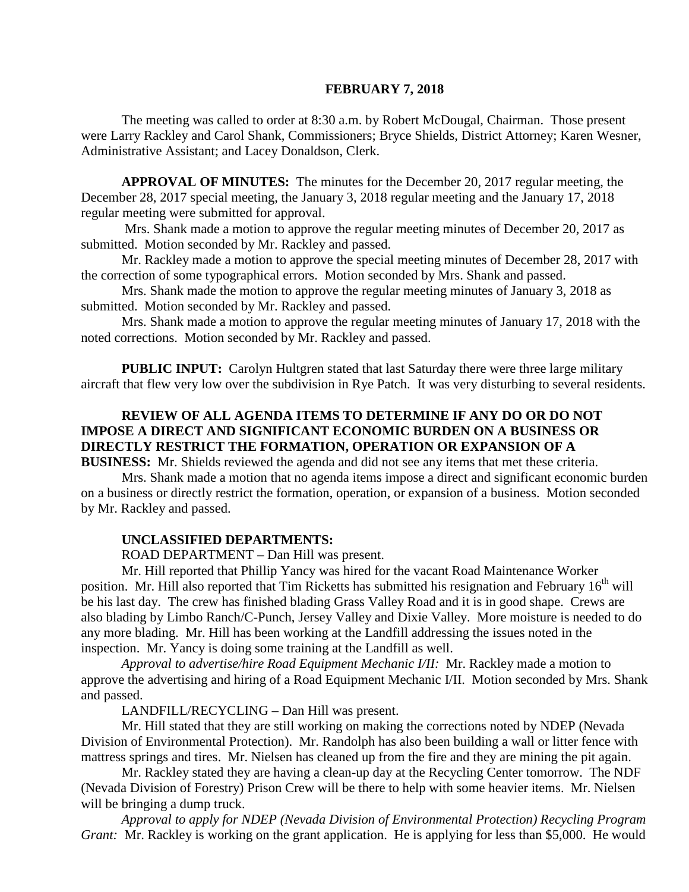**FEBRUARY 7, 2018**

The meeting was called to order at 8:30 a.m. by Robert McDougal, Chairman. Those present were Larry Rackley and Carol Shank, Commissioners; Bryce Shields, District Attorney; Karen Wesner, Administrative Assistant; and Lacey Donaldson, Clerk.

**APPROVAL OF MINUTES:** The minutes for the December 20, 2017 regular meeting, the December 28, 2017 special meeting, the January 3, 2018 regular meeting and the January 17, 2018 regular meeting were submitted for approval.

Mrs. Shank made a motion to approve the regular meeting minutes of December 20, 2017 as submitted. Motion seconded by Mr. Rackley and passed.

Mr. Rackley made a motion to approve the special meeting minutes of December 28, 2017 with the correction of some typographical errors. Motion seconded by Mrs. Shank and passed.

Mrs. Shank made the motion to approve the regular meeting minutes of January 3, 2018 as submitted. Motion seconded by Mr. Rackley and passed.

Mrs. Shank made a motion to approve the regular meeting minutes of January 17, 2018 with the noted corrections. Motion seconded by Mr. Rackley and passed.

**PUBLIC INPUT:** Carolyn Hultgren stated that last Saturday there were three large military aircraft that flew very low over the subdivision in Rye Patch. It was very disturbing to several residents.

**REVIEW OF ALL AGENDA ITEMS TO DETERMINE IF ANY DO OR DO NOT IMPOSE A DIRECT AND SIGNIFICANT ECONOMIC BURDEN ON A BUSINESS OR DIRECTLY RESTRICT THE FORMATION, OPERATION OR EXPANSION OF A BUSINESS:** Mr. Shields reviewed the agenda and did not see any items that met these criteria.

Mrs. Shank made a motion that no agenda items impose a direct and significant economic burden on a business or directly restrict the formation, operation, or expansion of a business. Motion seconded by Mr. Rackley and passed.

**UNCLASSIFIED DEPARTMENTS:**

ROAD DEPARTMENT – Dan Hill was present.

Mr. Hill reported that Phillip Yancy was hired for the vacant Road Maintenance Worker position. Mr. Hill also reported that Tim Ricketts has submitted his resignation and February 16th will be his last day. The crew has finished blading Grass Valley Road and it is in good shape. Crews are also blading by Limbo Ranch/C-Punch, Jersey Valley and Dixie Valley. More moisture is needed to do any more blading. Mr. Hill has been working at the Landfill addressing the issues noted in the inspection. Mr. Yancy is doing some training at the Landfill as well.

*Approval to advertise/hire Road Equipment Mechanic I/II:* Mr. Rackley made a motion to approve the advertising and hiring of a Road Equipment Mechanic I/II. Motion seconded by Mrs. Shank and passed.

LANDFILL/RECYCLING – Dan Hill was present.

Mr. Hill stated that they are still working on making the corrections noted by NDEP (Nevada Division of Environmental Protection). Mr. Randolph has also been building a wall or litter fence with mattress springs and tires. Mr. Nielsen has cleaned up from the fire and they are mining the pit again.

Mr. Rackley stated they are having a clean-up day at the Recycling Center tomorrow. The NDF (Nevada Division of Forestry) Prison Crew will be there to help with some heavier items. Mr. Nielsen will be bringing a dump truck.

*Approval to apply for NDEP (Nevada Division of Environmental Protection) Recycling Program Grant:* Mr. Rackley is working on the grant application. He is applying for less than $5,000. He would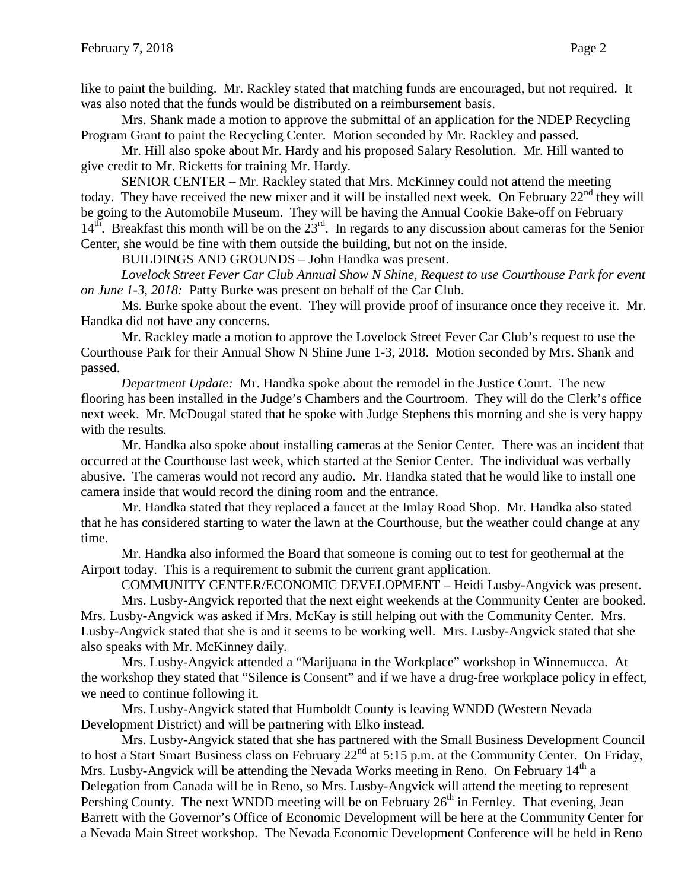like to paint the building. Mr. Rackley stated that matching funds are encouraged, but not required. It was also noted that the funds would be distributed on a reimbursement basis.

Mrs. Shank made a motion to approve the submittal of an application for the NDEP Recycling Program Grant to paint the Recycling Center. Motion seconded by Mr. Rackley and passed.

Mr. Hill also spoke about Mr. Hardy and his proposed Salary Resolution. Mr. Hill wanted to give credit to Mr. Ricketts for training Mr. Hardy.

SENIOR CENTER – Mr. Rackley stated that Mrs. McKinney could not attend the meeting today. They have received the new mixer and it will be installed next week. On February 22nd they will be going to the Automobile Museum. They will be having the Annual Cookie Bake-off on February 14th. Breakfast this month will be on the 23rd. In regards to any discussion about cameras for the Senior Center, she would be fine with them outside the building, but not on the inside.

BUILDINGS AND GROUNDS – John Handka was present.

*Lovelock Street Fever Car Club Annual Show N Shine, Request to use Courthouse Park for event on June 1-3, 2018:* Patty Burke was present on behalf of the Car Club.

Ms. Burke spoke about the event. They will provide proof of insurance once they receive it. Mr. Handka did not have any concerns.

Mr. Rackley made a motion to approve the Lovelock Street Fever Car Club's request to use the Courthouse Park for their Annual Show N Shine June 1-3, 2018. Motion seconded by Mrs. Shank and passed.

*Department Update:* Mr. Handka spoke about the remodel in the Justice Court. The new flooring has been installed in the Judge's Chambers and the Courtroom. They will do the Clerk's office next week. Mr. McDougal stated that he spoke with Judge Stephens this morning and she is very happy with the results.

Mr. Handka also spoke about installing cameras at the Senior Center. There was an incident that occurred at the Courthouse last week, which started at the Senior Center. The individual was verbally abusive. The cameras would not record any audio. Mr. Handka stated that he would like to install one camera inside that would record the dining room and the entrance.

Mr. Handka stated that they replaced a faucet at the Imlay Road Shop. Mr. Handka also stated that he has considered starting to water the lawn at the Courthouse, but the weather could change at any time.

Mr. Handka also informed the Board that someone is coming out to test for geothermal at the Airport today. This is a requirement to submit the current grant application.

COMMUNITY CENTER/ECONOMIC DEVELOPMENT – Heidi Lusby-Angvick was present.

Mrs. Lusby-Angvick reported that the next eight weekends at the Community Center are booked. Mrs. Lusby-Angvick was asked if Mrs. McKay is still helping out with the Community Center. Mrs. Lusby-Angvick stated that she is and it seems to be working well. Mrs. Lusby-Angvick stated that she also speaks with Mr. McKinney daily.

Mrs. Lusby-Angvick attended a "Marijuana in the Workplace" workshop in Winnemucca. At the workshop they stated that "Silence is Consent" and if we have a drug-free workplace policy in effect, we need to continue following it.

Mrs. Lusby-Angvick stated that Humboldt County is leaving WNDD (Western Nevada Development District) and will be partnering with Elko instead.

Mrs. Lusby-Angvick stated that she has partnered with the Small Business Development Council to host a Start Smart Business class on February 22nd at 5:15 p.m. at the Community Center. On Friday, Mrs. Lusby-Angvick will be attending the Nevada Works meeting in Reno. On February 14th a Delegation from Canada will be in Reno, so Mrs. Lusby-Angvick will attend the meeting to represent Pershing County. The next WNDD meeting will be on February 26th in Fernley. That evening, Jean Barrett with the Governor's Office of Economic Development will be here at the Community Center for a Nevada Main Street workshop. The Nevada Economic Development Conference will be held in Reno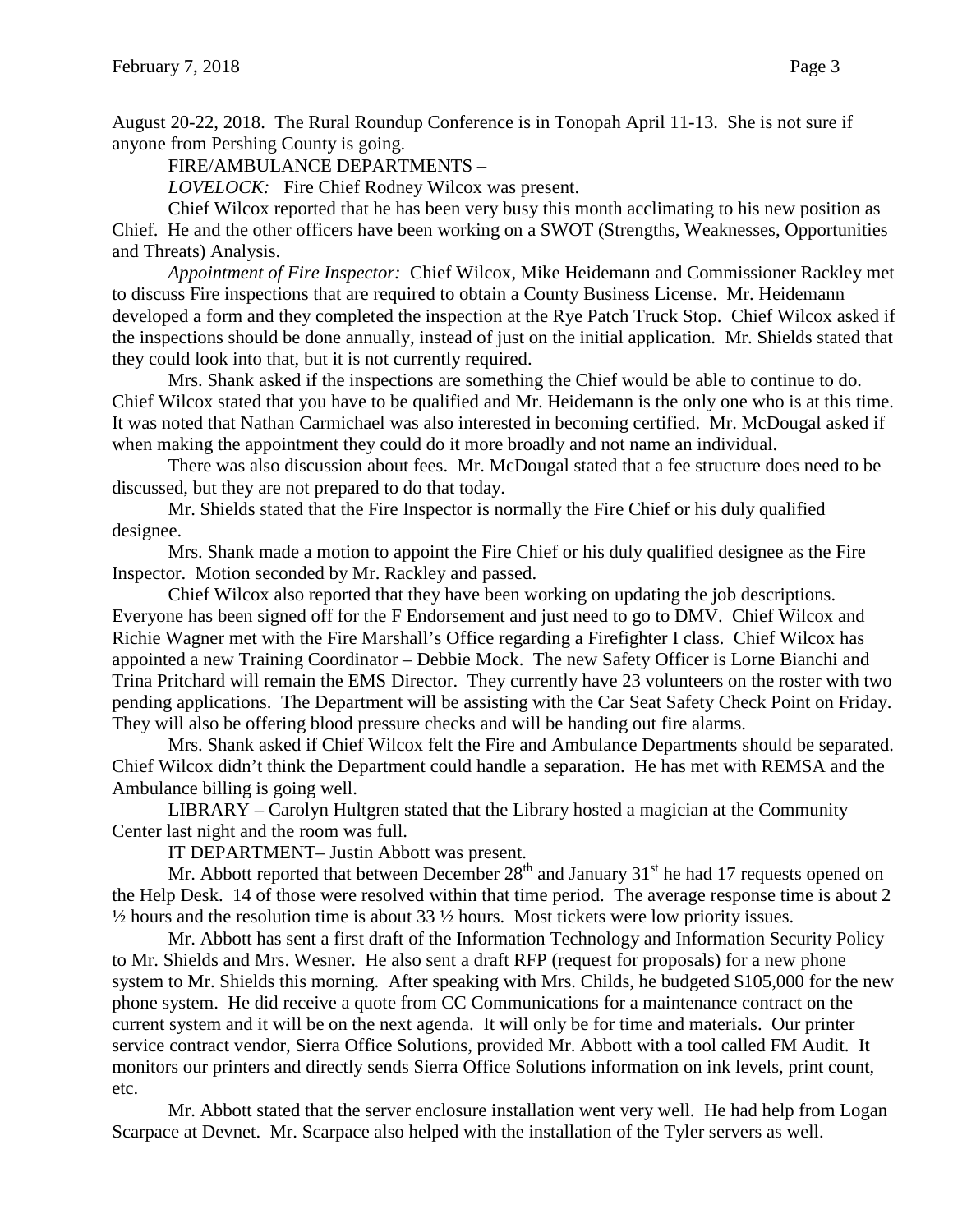August 20-22, 2018. The Rural Roundup Conference is in Tonopah April 11-13. She is not sure if anyone from Pershing County is going.

FIRE/AMBULANCE DEPARTMENTS –

*LOVELOCK:* Fire Chief Rodney Wilcox was present.

Chief Wilcox reported that he has been very busy this month acclimating to his new position as Chief. He and the other officers have been working on a SWOT (Strengths, Weaknesses, Opportunities and Threats) Analysis.

*Appointment of Fire Inspector:* Chief Wilcox, Mike Heidemann and Commissioner Rackley met to discuss Fire inspections that are required to obtain a County Business License. Mr. Heidemann developed a form and they completed the inspection at the Rye Patch Truck Stop. Chief Wilcox asked if the inspections should be done annually, instead of just on the initial application. Mr. Shields stated that they could look into that, but it is not currently required.

Mrs. Shank asked if the inspections are something the Chief would be able to continue to do. Chief Wilcox stated that you have to be qualified and Mr. Heidemann is the only one who is at this time. It was noted that Nathan Carmichael was also interested in becoming certified. Mr. McDougal asked if when making the appointment they could do it more broadly and not name an individual.

There was also discussion about fees. Mr. McDougal stated that a fee structure does need to be discussed, but they are not prepared to do that today.

Mr. Shields stated that the Fire Inspector is normally the Fire Chief or his duly qualified designee.

Mrs. Shank made a motion to appoint the Fire Chief or his duly qualified designee as the Fire Inspector. Motion seconded by Mr. Rackley and passed.

Chief Wilcox also reported that they have been working on updating the job descriptions. Everyone has been signed off for the F Endorsement and just need to go to DMV. Chief Wilcox and Richie Wagner met with the Fire Marshall's Office regarding a Firefighter I class. Chief Wilcox has appointed a new Training Coordinator – Debbie Mock. The new Safety Officer is Lorne Bianchi and Trina Pritchard will remain the EMS Director. They currently have 23 volunteers on the roster with two pending applications. The Department will be assisting with the Car Seat Safety Check Point on Friday. They will also be offering blood pressure checks and will be handing out fire alarms.

Mrs. Shank asked if Chief Wilcox felt the Fire and Ambulance Departments should be separated. Chief Wilcox didn't think the Department could handle a separation. He has met with REMSA and the Ambulance billing is going well.

LIBRARY – Carolyn Hultgren stated that the Library hosted a magician at the Community Center last night and the room was full.

IT DEPARTMENT– Justin Abbott was present.

Mr. Abbott reported that between December 28th and January 31st he had 17 requests opened on the Help Desk. 14 of those were resolved within that time period. The average response time is about 2 ½ hours and the resolution time is about 33 ½ hours. Most tickets were low priority issues.

Mr. Abbott has sent a first draft of the Information Technology and Information Security Policy to Mr. Shields and Mrs. Wesner. He also sent a draft RFP (request for proposals) for a new phone system to Mr. Shields this morning. After speaking with Mrs. Childs, he budgeted $105,000 for the new phone system. He did receive a quote from CC Communications for a maintenance contract on the current system and it will be on the next agenda. It will only be for time and materials. Our printer service contract vendor, Sierra Office Solutions, provided Mr. Abbott with a tool called FM Audit. It monitors our printers and directly sends Sierra Office Solutions information on ink levels, print count, etc.

Mr. Abbott stated that the server enclosure installation went very well. He had help from Logan Scarpace at Devnet. Mr. Scarpace also helped with the installation of the Tyler servers as well.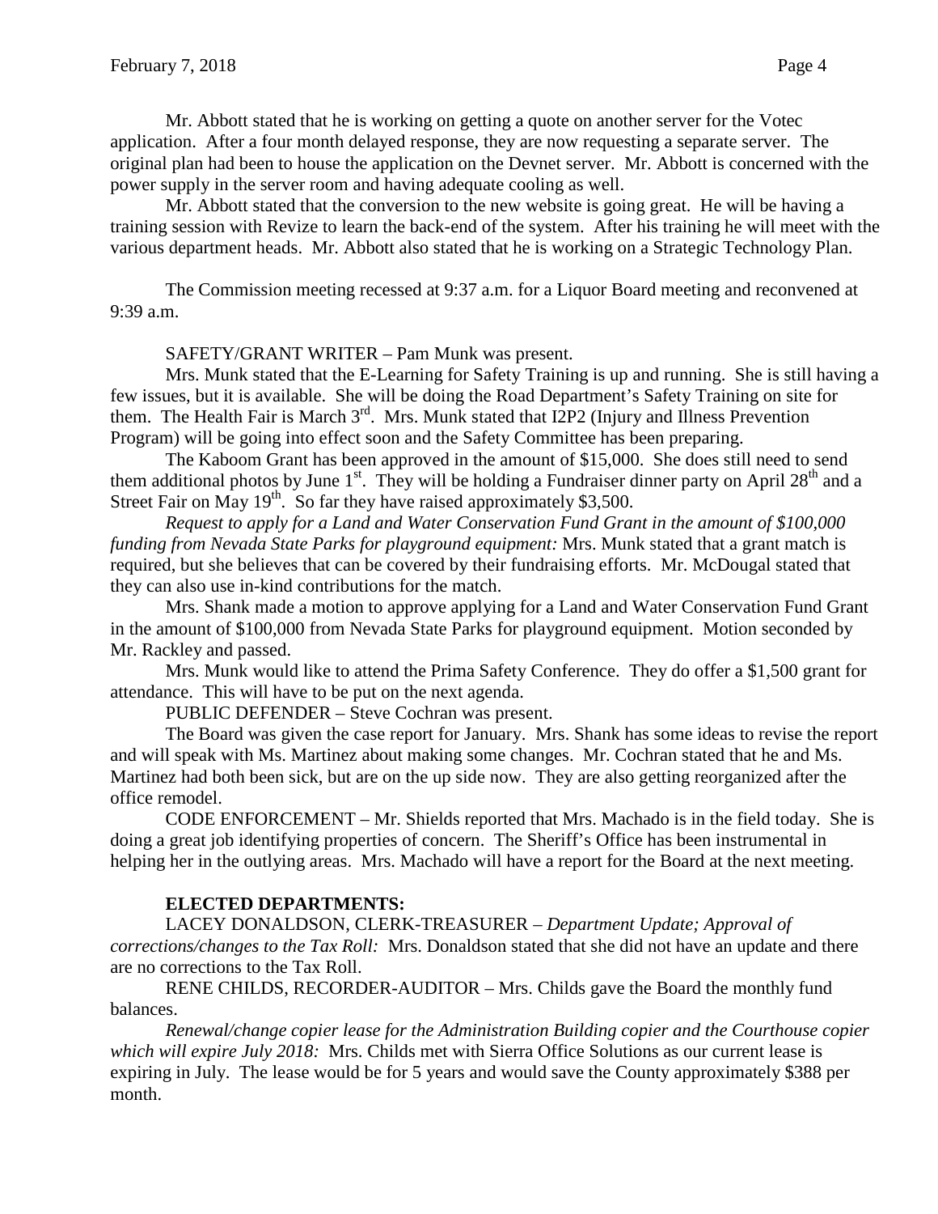Mr. Abbott stated that he is working on getting a quote on another server for the Votec application. After a four month delayed response, they are now requesting a separate server. The original plan had been to house the application on the Devnet server. Mr. Abbott is concerned with the power supply in the server room and having adequate cooling as well.

Mr. Abbott stated that the conversion to the new website is going great. He will be having a training session with Revize to learn the back-end of the system. After his training he will meet with the various department heads. Mr. Abbott also stated that he is working on a Strategic Technology Plan.

The Commission meeting recessed at 9:37 a.m. for a Liquor Board meeting and reconvened at 9:39 a.m.

SAFETY/GRANT WRITER – Pam Munk was present.

Mrs. Munk stated that the E-Learning for Safety Training is up and running. She is still having a few issues, but it is available. She will be doing the Road Department's Safety Training on site for them. The Health Fair is March 3rd. Mrs. Munk stated that I2P2 (Injury and Illness Prevention Program) will be going into effect soon and the Safety Committee has been preparing.

The Kaboom Grant has been approved in the amount of $15,000. She does still need to send them additional photos by June 1st. They will be holding a Fundraiser dinner party on April 28th and a Street Fair on May 19th. So far they have raised approximately $3,500.

*Request to apply for a Land and Water Conservation Fund Grant in the amount of $100,000 funding from Nevada State Parks for playground equipment:* Mrs. Munk stated that a grant match is required, but she believes that can be covered by their fundraising efforts. Mr. McDougal stated that they can also use in-kind contributions for the match.

Mrs. Shank made a motion to approve applying for a Land and Water Conservation Fund Grant in the amount of $100,000 from Nevada State Parks for playground equipment. Motion seconded by Mr. Rackley and passed.

Mrs. Munk would like to attend the Prima Safety Conference. They do offer a $1,500 grant for attendance. This will have to be put on the next agenda.

PUBLIC DEFENDER – Steve Cochran was present.

The Board was given the case report for January. Mrs. Shank has some ideas to revise the report and will speak with Ms. Martinez about making some changes. Mr. Cochran stated that he and Ms. Martinez had both been sick, but are on the up side now. They are also getting reorganized after the office remodel.

CODE ENFORCEMENT – Mr. Shields reported that Mrs. Machado is in the field today. She is doing a great job identifying properties of concern. The Sheriff's Office has been instrumental in helping her in the outlying areas. Mrs. Machado will have a report for the Board at the next meeting.

**ELECTED DEPARTMENTS:**

LACEY DONALDSON, CLERK-TREASURER – *Department Update; Approval of corrections/changes to the Tax Roll:* Mrs. Donaldson stated that she did not have an update and there are no corrections to the Tax Roll.

RENE CHILDS, RECORDER-AUDITOR – Mrs. Childs gave the Board the monthly fund balances.

*Renewal/change copier lease for the Administration Building copier and the Courthouse copier which will expire July 2018:* Mrs. Childs met with Sierra Office Solutions as our current lease is expiring in July. The lease would be for 5 years and would save the County approximately $388 per month.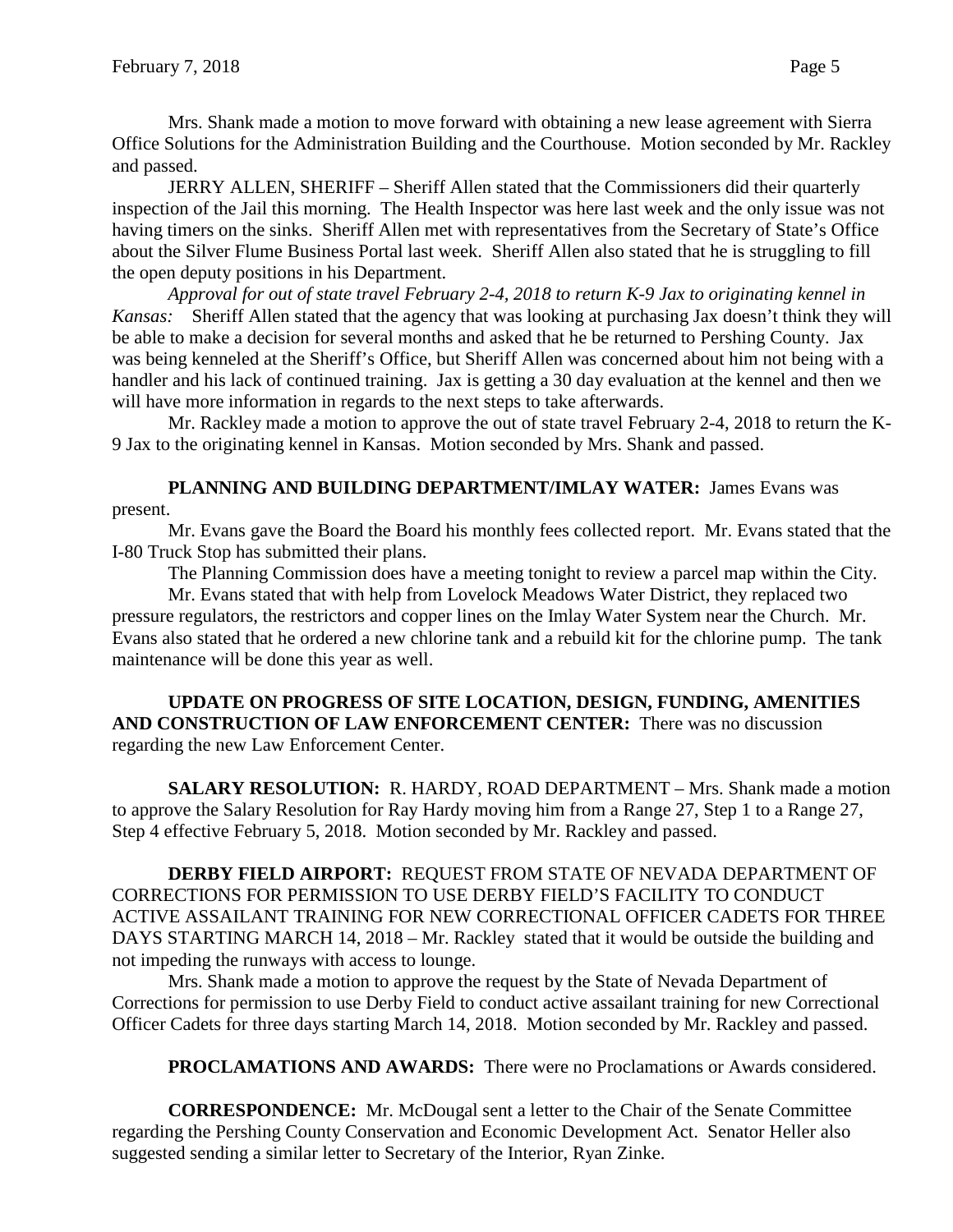Mrs. Shank made a motion to move forward with obtaining a new lease agreement with Sierra Office Solutions for the Administration Building and the Courthouse. Motion seconded by Mr. Rackley and passed.

JERRY ALLEN, SHERIFF – Sheriff Allen stated that the Commissioners did their quarterly inspection of the Jail this morning. The Health Inspector was here last week and the only issue was not having timers on the sinks. Sheriff Allen met with representatives from the Secretary of State's Office about the Silver Flume Business Portal last week. Sheriff Allen also stated that he is struggling to fill the open deputy positions in his Department.

*Approval for out of state travel February 2-4, 2018 to return K-9 Jax to originating kennel in Kansas:* Sheriff Allen stated that the agency that was looking at purchasing Jax doesn't think they will be able to make a decision for several months and asked that he be returned to Pershing County. Jax was being kenneled at the Sheriff's Office, but Sheriff Allen was concerned about him not being with a handler and his lack of continued training. Jax is getting a 30 day evaluation at the kennel and then we will have more information in regards to the next steps to take afterwards.

Mr. Rackley made a motion to approve the out of state travel February 2-4, 2018 to return the K-9 Jax to the originating kennel in Kansas. Motion seconded by Mrs. Shank and passed.

**PLANNING AND BUILDING DEPARTMENT/IMLAY WATER:** James Evans was present.

Mr. Evans gave the Board the Board his monthly fees collected report. Mr. Evans stated that the I-80 Truck Stop has submitted their plans.

The Planning Commission does have a meeting tonight to review a parcel map within the City.

Mr. Evans stated that with help from Lovelock Meadows Water District, they replaced two pressure regulators, the restrictors and copper lines on the Imlay Water System near the Church. Mr. Evans also stated that he ordered a new chlorine tank and a rebuild kit for the chlorine pump. The tank maintenance will be done this year as well.

**UPDATE ON PROGRESS OF SITE LOCATION, DESIGN, FUNDING, AMENITIES AND CONSTRUCTION OF LAW ENFORCEMENT CENTER:** There was no discussion regarding the new Law Enforcement Center.

**SALARY RESOLUTION:** R. HARDY, ROAD DEPARTMENT – Mrs. Shank made a motion to approve the Salary Resolution for Ray Hardy moving him from a Range 27, Step 1 to a Range 27, Step 4 effective February 5, 2018. Motion seconded by Mr. Rackley and passed.

**DERBY FIELD AIRPORT:** REQUEST FROM STATE OF NEVADA DEPARTMENT OF CORRECTIONS FOR PERMISSION TO USE DERBY FIELD'S FACILITY TO CONDUCT ACTIVE ASSAILANT TRAINING FOR NEW CORRECTIONAL OFFICER CADETS FOR THREE DAYS STARTING MARCH 14, 2018 – Mr. Rackley stated that it would be outside the building and not impeding the runways with access to lounge.

Mrs. Shank made a motion to approve the request by the State of Nevada Department of Corrections for permission to use Derby Field to conduct active assailant training for new Correctional Officer Cadets for three days starting March 14, 2018. Motion seconded by Mr. Rackley and passed.

**PROCLAMATIONS AND AWARDS:** There were no Proclamations or Awards considered.

**CORRESPONDENCE:** Mr. McDougal sent a letter to the Chair of the Senate Committee regarding the Pershing County Conservation and Economic Development Act. Senator Heller also suggested sending a similar letter to Secretary of the Interior, Ryan Zinke.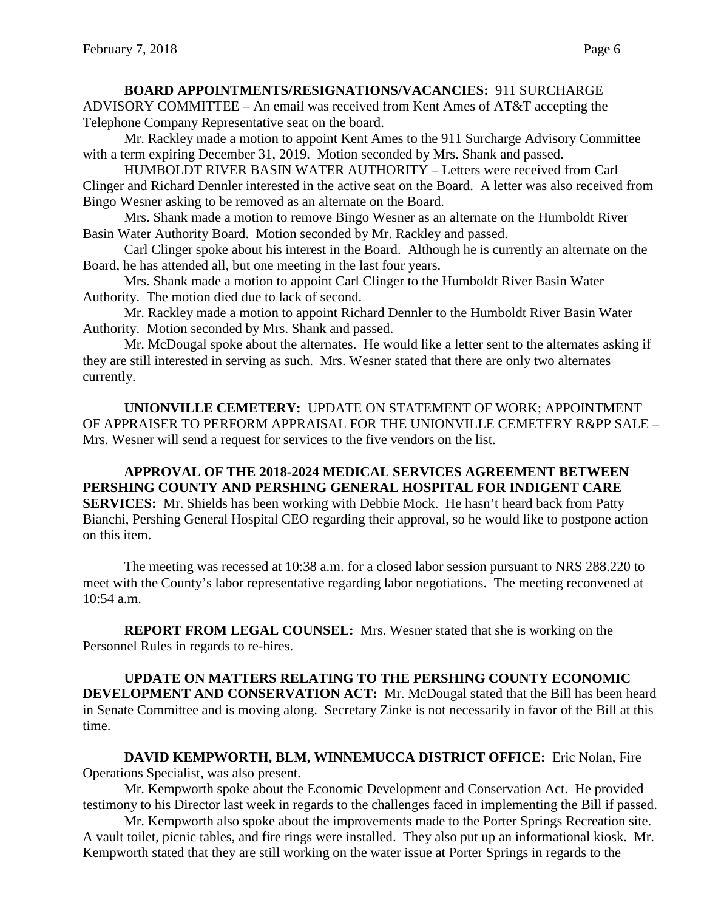**BOARD APPOINTMENTS/RESIGNATIONS/VACANCIES:** 911 SURCHARGE ADVISORY COMMITTEE – An email was received from Kent Ames of AT&T accepting the Telephone Company Representative seat on the board.

Mr. Rackley made a motion to appoint Kent Ames to the 911 Surcharge Advisory Committee with a term expiring December 31, 2019. Motion seconded by Mrs. Shank and passed.

HUMBOLDT RIVER BASIN WATER AUTHORITY – Letters were received from Carl Clinger and Richard Dennler interested in the active seat on the Board. A letter was also received from Bingo Wesner asking to be removed as an alternate on the Board.

Mrs. Shank made a motion to remove Bingo Wesner as an alternate on the Humboldt River Basin Water Authority Board. Motion seconded by Mr. Rackley and passed.

Carl Clinger spoke about his interest in the Board. Although he is currently an alternate on the Board, he has attended all, but one meeting in the last four years.

Mrs. Shank made a motion to appoint Carl Clinger to the Humboldt River Basin Water Authority. The motion died due to lack of second.

Mr. Rackley made a motion to appoint Richard Dennler to the Humboldt River Basin Water Authority. Motion seconded by Mrs. Shank and passed.

Mr. McDougal spoke about the alternates. He would like a letter sent to the alternates asking if they are still interested in serving as such. Mrs. Wesner stated that there are only two alternates currently.

**UNIONVILLE CEMETERY:** UPDATE ON STATEMENT OF WORK; APPOINTMENT OF APPRAISER TO PERFORM APPRAISAL FOR THE UNIONVILLE CEMETERY R&PP SALE – Mrs. Wesner will send a request for services to the five vendors on the list.

**APPROVAL OF THE 2018-2024 MEDICAL SERVICES AGREEMENT BETWEEN PERSHING COUNTY AND PERSHING GENERAL HOSPITAL FOR INDIGENT CARE SERVICES:** Mr. Shields has been working with Debbie Mock. He hasn't heard back from Patty Bianchi, Pershing General Hospital CEO regarding their approval, so he would like to postpone action on this item.

The meeting was recessed at 10:38 a.m. for a closed labor session pursuant to NRS 288.220 to meet with the County's labor representative regarding labor negotiations. The meeting reconvened at 10:54 a.m.

**REPORT FROM LEGAL COUNSEL:** Mrs. Wesner stated that she is working on the Personnel Rules in regards to re-hires.

**UPDATE ON MATTERS RELATING TO THE PERSHING COUNTY ECONOMIC DEVELOPMENT AND CONSERVATION ACT:** Mr. McDougal stated that the Bill has been heard in Senate Committee and is moving along. Secretary Zinke is not necessarily in favor of the Bill at this time.

**DAVID KEMPWORTH, BLM, WINNEMUCCA DISTRICT OFFICE:** Eric Nolan, Fire Operations Specialist, was also present.

Mr. Kempworth spoke about the Economic Development and Conservation Act. He provided testimony to his Director last week in regards to the challenges faced in implementing the Bill if passed.

Mr. Kempworth also spoke about the improvements made to the Porter Springs Recreation site. A vault toilet, picnic tables, and fire rings were installed. They also put up an informational kiosk. Mr. Kempworth stated that they are still working on the water issue at Porter Springs in regards to the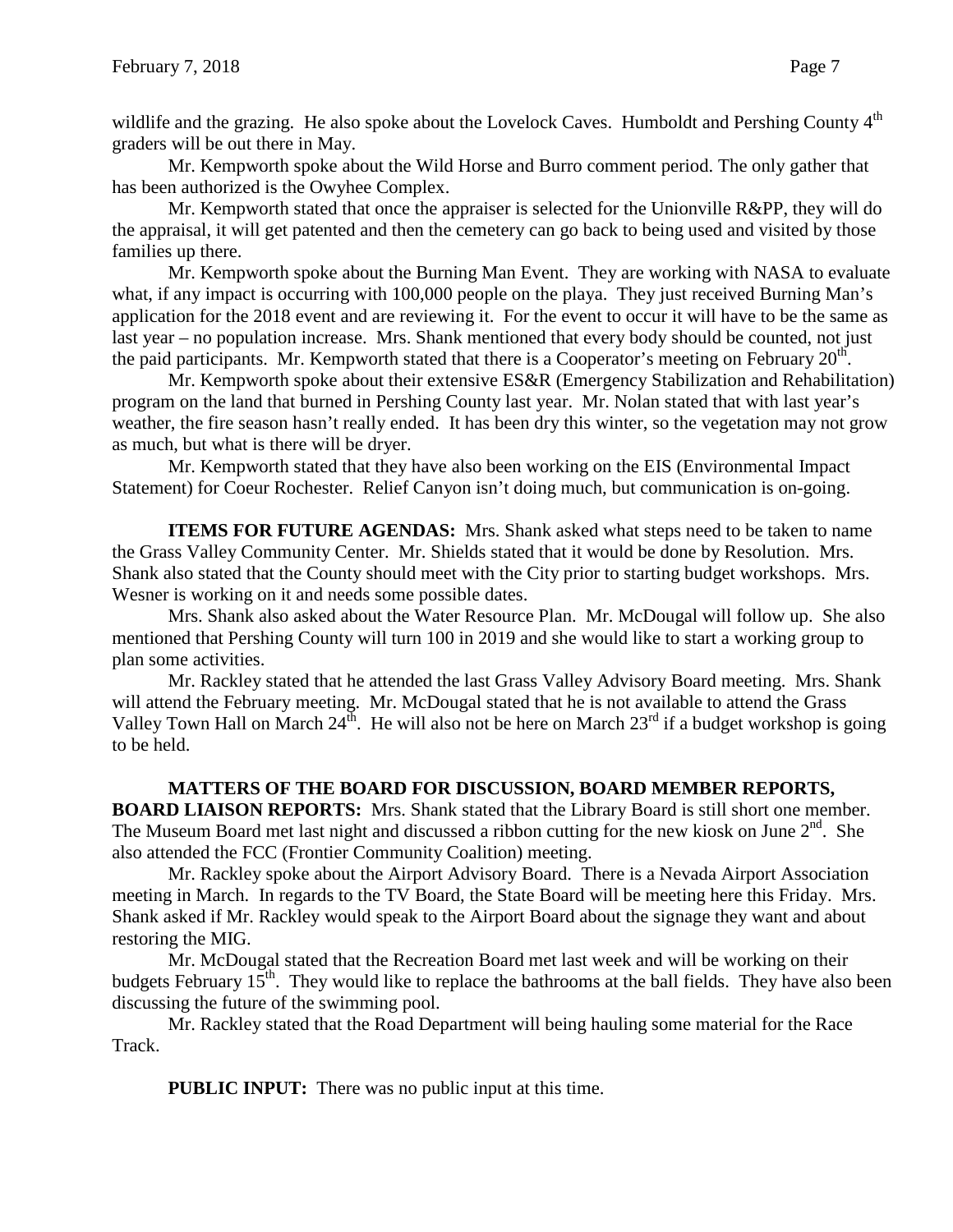wildlife and the grazing. He also spoke about the Lovelock Caves. Humboldt and Pershing County 4th graders will be out there in May.

Mr. Kempworth spoke about the Wild Horse and Burro comment period. The only gather that has been authorized is the Owyhee Complex.

Mr. Kempworth stated that once the appraiser is selected for the Unionville R&PP, they will do the appraisal, it will get patented and then the cemetery can go back to being used and visited by those families up there.

Mr. Kempworth spoke about the Burning Man Event. They are working with NASA to evaluate what, if any impact is occurring with 100,000 people on the playa. They just received Burning Man's application for the 2018 event and are reviewing it. For the event to occur it will have to be the same as last year – no population increase. Mrs. Shank mentioned that every body should be counted, not just the paid participants. Mr. Kempworth stated that there is a Cooperator's meeting on February 20th.

Mr. Kempworth spoke about their extensive ES&R (Emergency Stabilization and Rehabilitation) program on the land that burned in Pershing County last year. Mr. Nolan stated that with last year's weather, the fire season hasn't really ended. It has been dry this winter, so the vegetation may not grow as much, but what is there will be dryer.

Mr. Kempworth stated that they have also been working on the EIS (Environmental Impact Statement) for Coeur Rochester. Relief Canyon isn't doing much, but communication is on-going.

**ITEMS FOR FUTURE AGENDAS:** Mrs. Shank asked what steps need to be taken to name the Grass Valley Community Center. Mr. Shields stated that it would be done by Resolution. Mrs. Shank also stated that the County should meet with the City prior to starting budget workshops. Mrs. Wesner is working on it and needs some possible dates.

Mrs. Shank also asked about the Water Resource Plan. Mr. McDougal will follow up. She also mentioned that Pershing County will turn 100 in 2019 and she would like to start a working group to plan some activities.

Mr. Rackley stated that he attended the last Grass Valley Advisory Board meeting. Mrs. Shank will attend the February meeting. Mr. McDougal stated that he is not available to attend the Grass Valley Town Hall on March 24th. He will also not be here on March 23rd if a budget workshop is going to be held.

**MATTERS OF THE BOARD FOR DISCUSSION, BOARD MEMBER REPORTS, BOARD LIAISON REPORTS:** Mrs. Shank stated that the Library Board is still short one member. The Museum Board met last night and discussed a ribbon cutting for the new kiosk on June 2nd. She also attended the FCC (Frontier Community Coalition) meeting.

Mr. Rackley spoke about the Airport Advisory Board. There is a Nevada Airport Association meeting in March. In regards to the TV Board, the State Board will be meeting here this Friday. Mrs. Shank asked if Mr. Rackley would speak to the Airport Board about the signage they want and about restoring the MIG.

Mr. McDougal stated that the Recreation Board met last week and will be working on their budgets February 15th. They would like to replace the bathrooms at the ball fields. They have also been discussing the future of the swimming pool.

Mr. Rackley stated that the Road Department will being hauling some material for the Race Track.

**PUBLIC INPUT:** There was no public input at this time.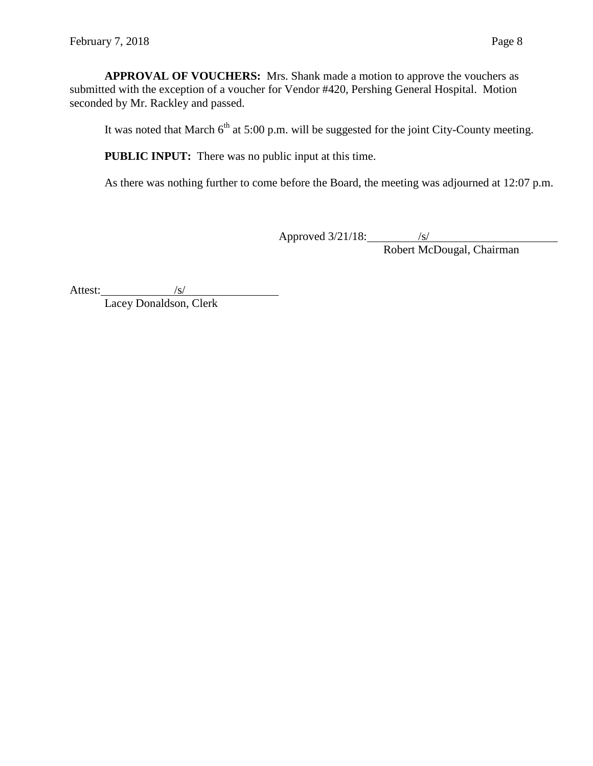**APPROVAL OF VOUCHERS:** Mrs. Shank made a motion to approve the vouchers as submitted with the exception of a voucher for Vendor #420, Pershing General Hospital. Motion seconded by Mr. Rackley and passed.

It was noted that March 6th at 5:00 p.m. will be suggested for the joint City-County meeting.

**PUBLIC INPUT:** There was no public input at this time.

As there was nothing further to come before the Board, the meeting was adjourned at 12:07 p.m.

Approved 3/21/18: /s/
Robert McDougal, Chairman

Attest: /s/
Lacey Donaldson, Clerk